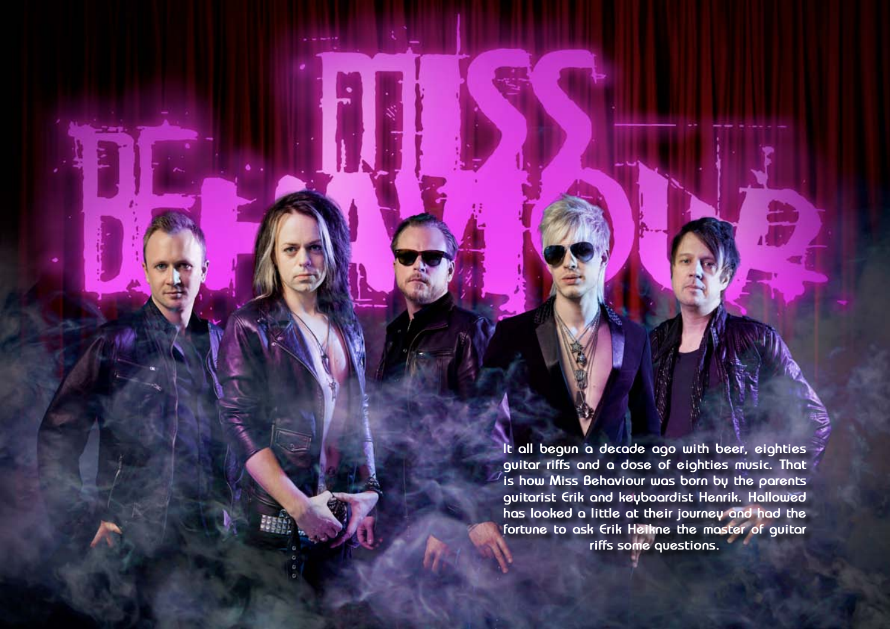# MISS BEHAVIOUR

It all begun a decade ago with beer, eighties guitar riffs and a dose of eighties music. That is how Miss Behaviour was born by the parents guitarist Erik and keyboardist Henrik. Hallowed has looked a little at their journey and had the fortune to ask Erik Heikne the master of guitar riffs some questions.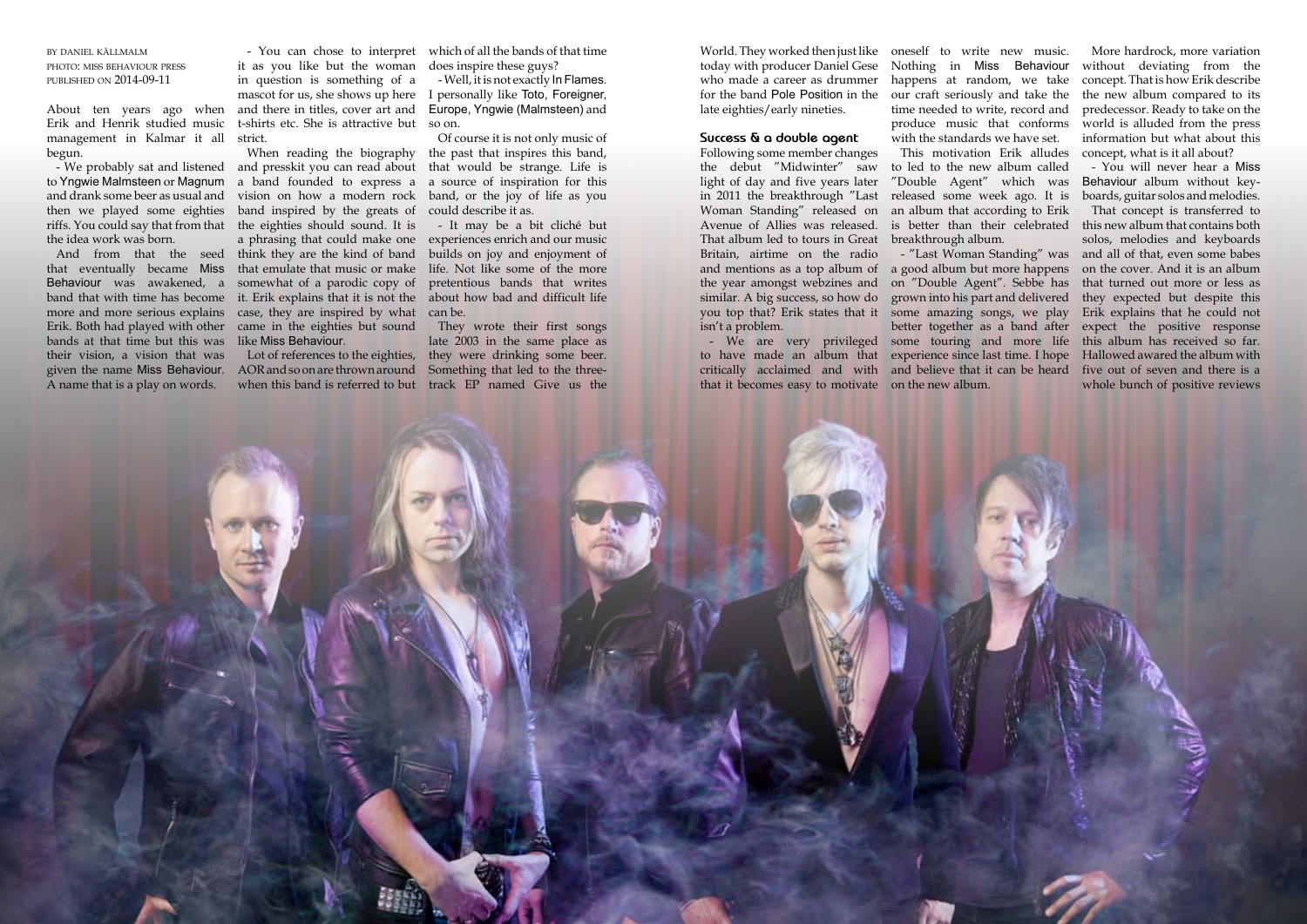BY DANIEL KÄLLMALM
PHOTO: MISS BEHAVIOUR PRESS
PUBLISHED ON 2014-09-11

About ten years ago when Erik and Henrik studied music management in Kalmar it all begun.

- We probably sat and listened to Yngwie Malmsteen or Magnum and drank some beer as usual and then we played some eighties riffs. You could say that from that the idea work was born.

And from that the seed that eventually became Miss Behaviour was awakened, a band that with time has become more and more serious explains Erik. Both had played with other bands at that time but this was their vision, a vision that was given the name Miss Behaviour. A name that is a play on words.

- You can chose to interpret it as you like but the woman in question is something of a mascot for us, she shows up here and there in titles, cover art and t-shirts etc. She is attractive but strict.

When reading the biography and presskit you can read about a band founded to express a vision on how a modern rock band inspired by the greats of the eighties should sound. It is a phrasing that could make one think they are the kind of band that emulate that music or make somewhat of a parodic copy of it. Erik explains that it is not the case, they are inspired by what came in the eighties but sound like Miss Behaviour.

Lot of references to the eighties, AOR and so on are thrown around when this band is referred to but which of all the bands of that time does inspire these guys?

- Well, it is not exactly In Flames. I personally like Toto, Foreigner, Europe, Yngwie (Malmsteen) and so on.

Of course it is not only music of the past that inspires this band, that would be strange. Life is a source of inspiration for this band, or the joy of life as you could describe it as.

- It may be a bit cliché but experiences enrich and our music builds on joy and enjoyment of life. Not like some of the more pretentious bands that writes about how bad and difficult life can be.

They wrote their first songs late 2003 in the same place as they were drinking some beer. Something that led to the three-track EP named Give us the World. They worked then just like today with producer Daniel Gese who made a career as drummer for the band Pole Position in the late eighties/early nineties.

## Success & a double agent

Following some member changes the debut "Midwinter" saw light of day and five years later in 2011 the breakthrough "Last Woman Standing" released on Avenue of Allies was released. That album led to tours in Great Britain, airtime on the radio and mentions as a top album of the year amongst webzines and similar. A big success, so how do you top that? Erik states that it isn't a problem.

- We are very privileged to have made an album that critically acclaimed and with that it becomes easy to motivate oneself to write new music. Nothing in Miss Behaviour happens at random, we take our craft seriously and take the time needed to write, record and produce music that conforms with the standards we have set.

This motivation Erik alludes to led to the new album called "Double Agent" which was released some week ago. It is an album that according to Erik is better than their celebrated breakthrough album.

- "Last Woman Standing" was a good album but more happens on "Double Agent". Sebbe has grown into his part and delivered some amazing songs, we play better together as a band after some touring and more life experience since last time. I hope and believe that it can be heard on the new album.

More hardrock, more variation without deviating from the concept. That is how Erik describe the new album compared to its predecessor. Ready to take on the world is alluded from the press information but what about this concept, what is it all about?

- You will never hear a Miss Behaviour album without keyboards, guitar solos and melodies.

That concept is transferred to this new album that contains both solos, melodies and keyboards and all of that, even some babes on the cover. And it is an album that turned out more or less as they expected but despite this Erik explains that he could not expect the positive response this album has received so far. Hallowed awared the album with five out of seven and there is a whole bunch of positive reviews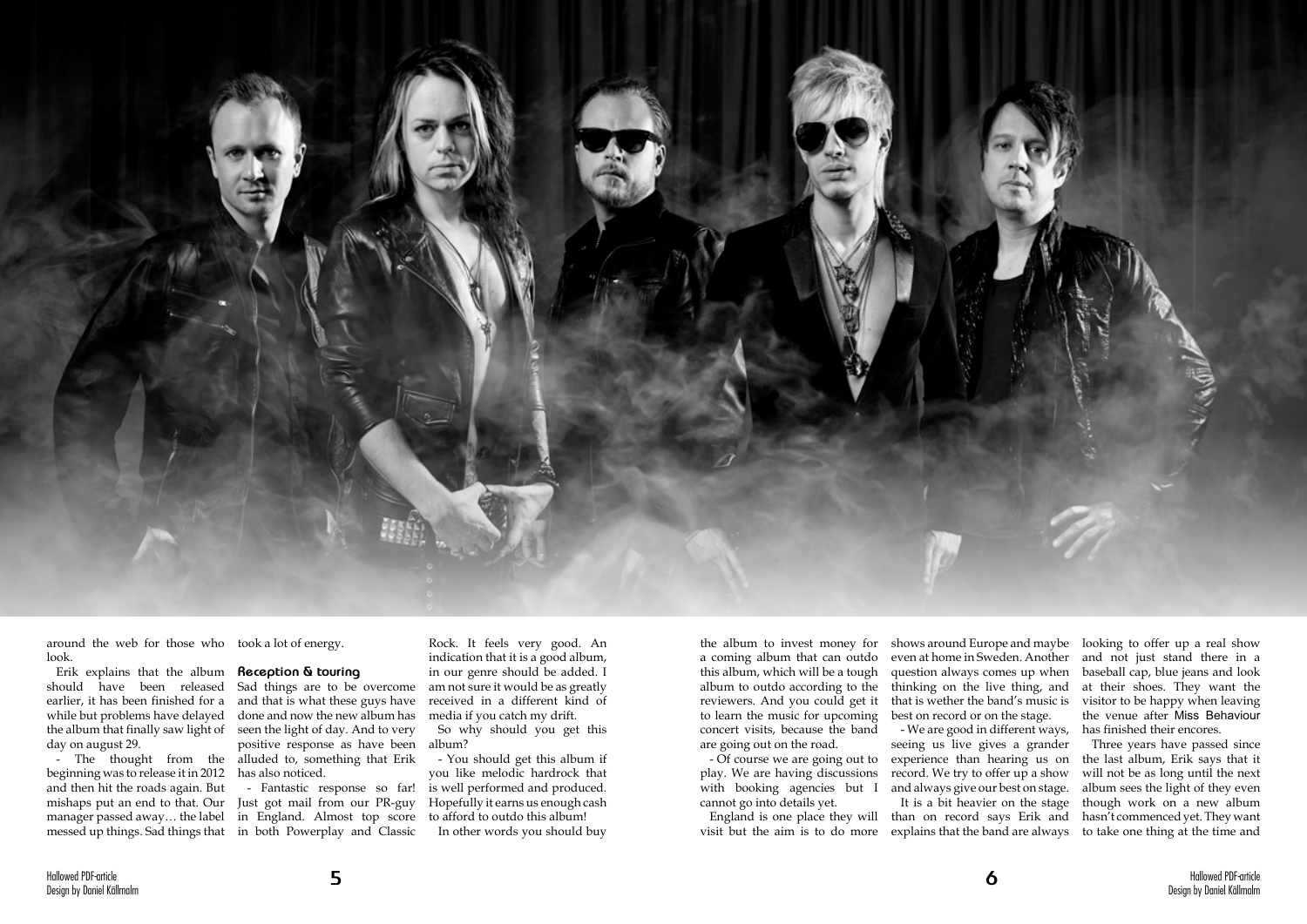around the web for those who look.

Erik explains that the album should have been released earlier, it has been finished for a while but problems have delayed the album that finally saw light of day on august 29.

- The thought from the beginning was to release it in 2012 and then hit the roads again. But mishaps put an end to that. Our manager passed away… the label messed up things. Sad things that took a lot of energy.

### Reception & touring

Sad things are to be overcome and that is what these guys have done and now the new album has seen the light of day. And to very positive response as have been alluded to, something that Erik has also noticed.

- Fantastic response so far! Just got mail from our PR-guy in England. Almost top score in both Powerplay and Classic Rock. It feels very good. An indication that it is a good album, in our genre should be added. I am not sure it would be as greatly received in a different kind of media if you catch my drift.

So why should you get this album?

- You should get this album if you like melodic hardrock that is well performed and produced. Hopefully it earns us enough cash to afford to outdo this album!

In other words you should buy the album to invest money for a coming album that can outdo this album, which will be a tough album to outdo according to the reviewers. And you could get it to learn the music for upcoming concert visits, because the band are going out on the road.

- Of course we are going out to play. We are having discussions with booking agencies but I cannot go into details yet.

England is one place they will visit but the aim is to do more shows around Europe and maybe even at home in Sweden. Another question always comes up when thinking on the live thing, and that is wether the band's music is best on record or on the stage.

- We are good in different ways, seeing us live gives a grander experience than hearing us on record. We try to offer up a show and always give our best on stage.

It is a bit heavier on the stage than on record says Erik and explains that the band are always looking to offer up a real show and not just stand there in a baseball cap, blue jeans and look at their shoes. They want the visitor to be happy when leaving the venue after Miss Behaviour has finished their encores.

Three years have passed since the last album, Erik says that it will not be as long until the next album sees the light of they even though work on a new album hasn't commenced yet. They want to take one thing at the time and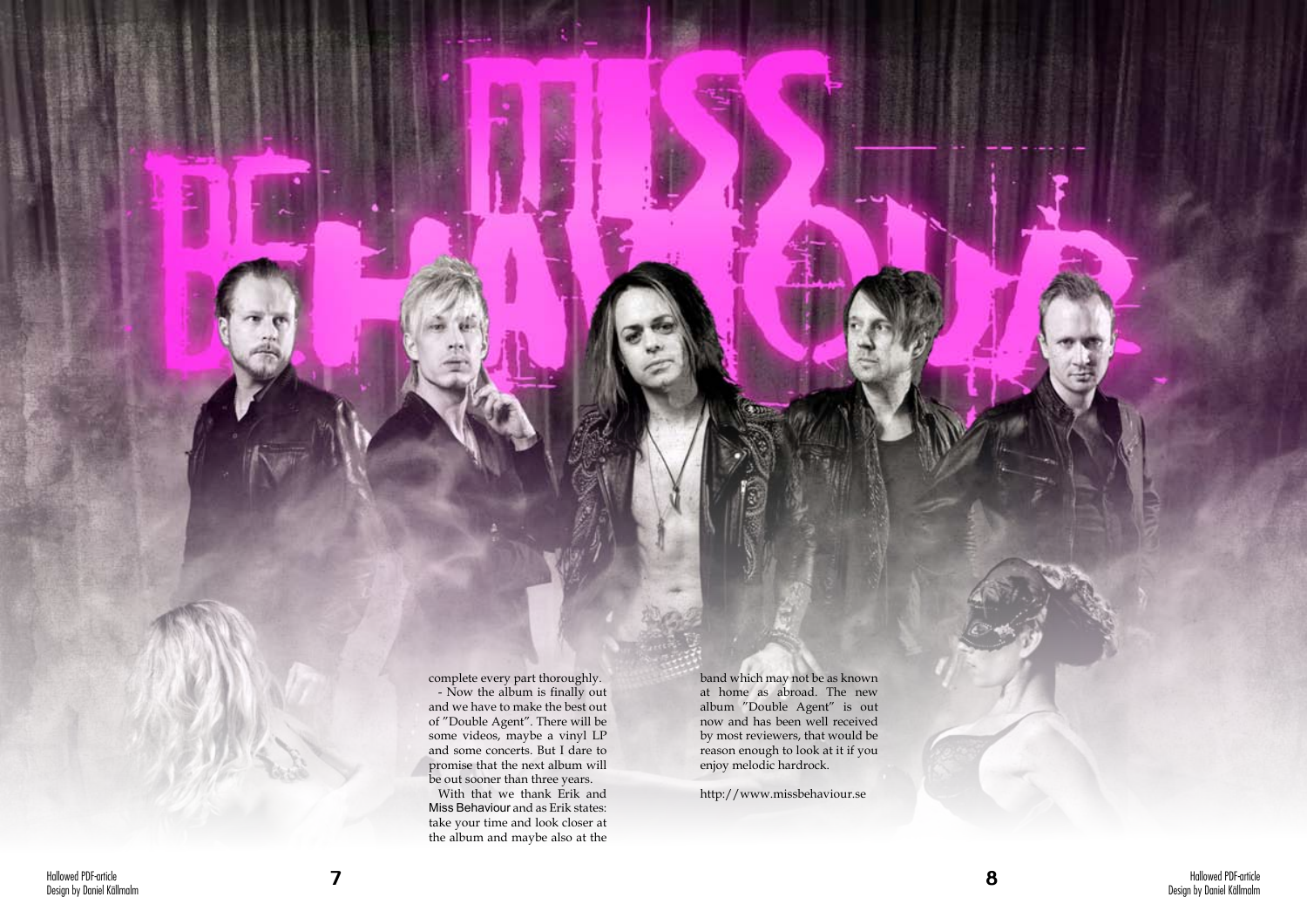# MISS BEHAVIOUR

complete every part thoroughly.

- Now the album is finally out and we have to make the best out of "Double Agent". There will be some videos, maybe a vinyl LP and some concerts. But I dare to promise that the next album will be out sooner than three years.

With that we thank Erik and Miss Behaviour and as Erik states: take your time and look closer at the album and maybe also at the band which may not be as known at home as abroad. The new album "Double Agent" is out now and has been well received by most reviewers, that would be reason enough to look at it if you enjoy melodic hardrock.

http://www.missbehaviour.se